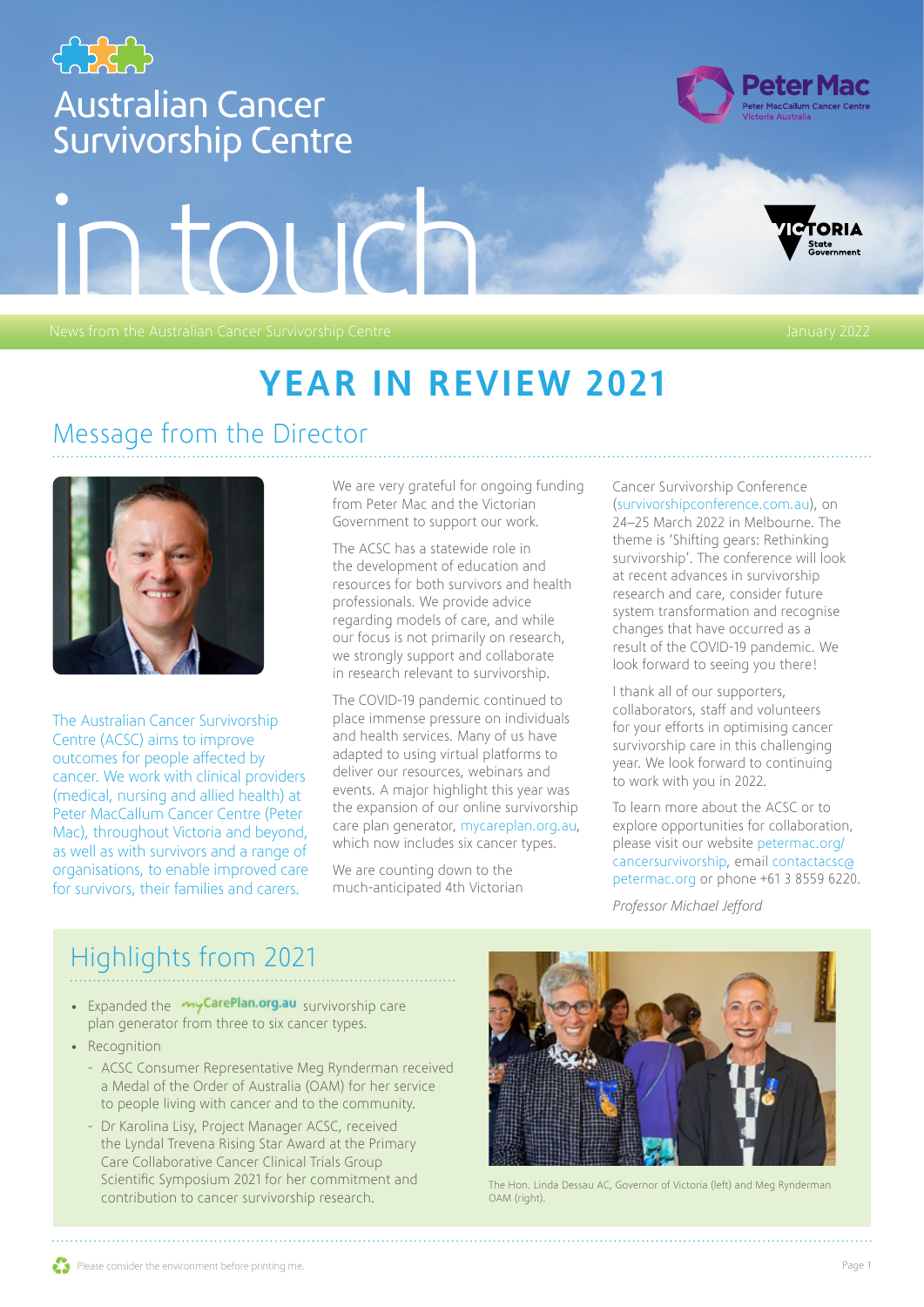# Australian Cancer Survivorship Centre

# in touch

News from the Australian Cancer Survivorship Centre

January 2022

# YEAR IN REVIEW 2021

## Message from the Director

The Australian Cancer Survivorship Centre (ACSC) aims to improve outcomes for people affected by cancer. We work with clinical providers (medical, nursing and allied health) at Peter MacCallum Cancer Centre (Peter Mac), throughout Victoria and beyond, as well as with survivors and a range of organisations, to enable improved care for survivors, their families and carers.

We are very grateful for ongoing funding from Peter Mac and the Victorian Government to support our work.

The ACSC has a statewide role in the development of education and resources for both survivors and health professionals. We provide advice regarding models of care, and while our focus is not primarily on research, we strongly support and collaborate in research relevant to survivorship.

The COVID-19 pandemic continued to place immense pressure on individuals and health services. Many of us have adapted to using virtual platforms to deliver our resources, webinars and events. A major highlight this year was the expansion of our online survivorship care plan generator, mycareplan.org.au, which now includes six cancer types.

We are counting down to the much-anticipated 4th Victorian Cancer Survivorship Conference (survivorshipconference.com.au), on 24–25 March 2022 in Melbourne. The theme is 'Shifting gears: Rethinking survivorship'. The conference will look at recent advances in survivorship research and care, consider future system transformation and recognise changes that have occurred as a result of the COVID-19 pandemic. We look forward to seeing you there!

I thank all of our supporters, collaborators, staff and volunteers for your efforts in optimising cancer survivorship care in this challenging year. We look forward to continuing to work with you in 2022.

To learn more about the ACSC or to explore opportunities for collaboration, please visit our website petermac.org/cancersurvivorship, email contactacsc@petermac.org or phone +61 3 8559 6220.

*Professor Michael Jefford*

## Highlights from 2021

- Expanded the myCarePlan.org.au survivorship care plan generator from three to six cancer types.
- Recognition
  - ACSC Consumer Representative Meg Rynderman received a Medal of the Order of Australia (OAM) for her service to people living with cancer and to the community.
  - Dr Karolina Lisy, Project Manager ACSC, received the Lyndal Trevena Rising Star Award at the Primary Care Collaborative Cancer Clinical Trials Group Scientific Symposium 2021 for her commitment and contribution to cancer survivorship research.

The Hon. Linda Dessau AC, Governor of Victoria (left) and Meg Rynderman OAM (right).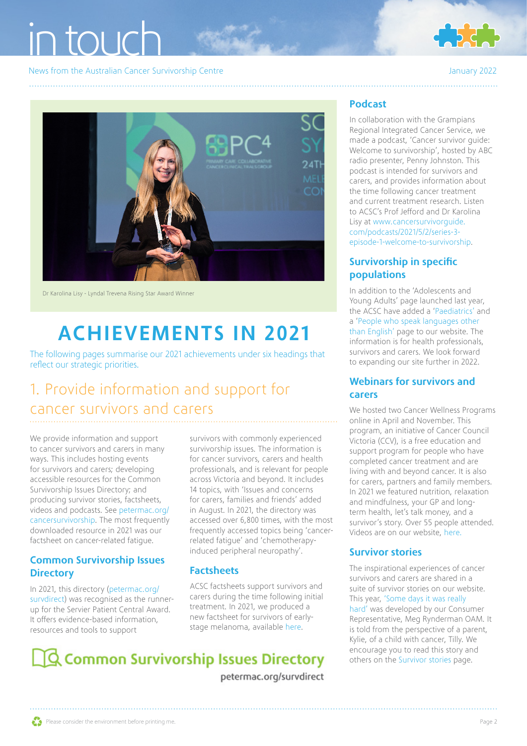Dr Karolina Lisy - Lyndal Trevena Rising Star Award Winner

# ACHIEVEMENTS IN 2021

The following pages summarise our 2021 achievements under six headings that reflect our strategic priorities.

## 1. Provide information and support for cancer survivors and carers

We provide information and support to cancer survivors and carers in many ways. This includes hosting events for survivors and carers; developing accessible resources for the Common Survivorship Issues Directory; and producing survivor stories, factsheets, videos and podcasts. See petermac.org/cancersurvivorship. The most frequently downloaded resource in 2021 was our factsheet on cancer-related fatigue.

### Common Survivorship Issues Directory

In 2021, this directory (petermac.org/survdirect) was recognised as the runner-up for the Servier Patient Central Award. It offers evidence-based information, resources and tools to support survivors with commonly experienced survivorship issues. The information is for cancer survivors, carers and health professionals, and is relevant for people across Victoria and beyond. It includes 14 topics, with 'Issues and concerns for carers, families and friends' added in August. In 2021, the directory was accessed over 6,800 times, with the most frequently accessed topics being 'cancer-related fatigue' and 'chemotherapy-induced peripheral neuropathy'.

### Factsheets

ACSC factsheets support survivors and carers during the time following initial treatment. In 2021, we produced a new factsheet for survivors of early-stage melanoma, available here.

**Common Survivorship Issues Directory**
petermac.org/survdirect

### Podcast

In collaboration with the Grampians Regional Integrated Cancer Service, we made a podcast, 'Cancer survivor guide: Welcome to survivorship', hosted by ABC radio presenter, Penny Johnston. This podcast is intended for survivors and carers, and provides information about the time following cancer treatment and current treatment research. Listen to ACSC's Prof Jefford and Dr Karolina Lisy at www.cancersurvivorguide.com/podcasts/2021/5/2/series-3-episode-1-welcome-to-survivorship.

### Survivorship in specific populations

In addition to the 'Adolescents and Young Adults' page launched last year, the ACSC have added a 'Paediatrics' and a 'People who speak languages other than English' page to our website. The information is for health professionals, survivors and carers. We look forward to expanding our site further in 2022.

### Webinars for survivors and carers

We hosted two Cancer Wellness Programs online in April and November. This program, an initiative of Cancer Council Victoria (CCV), is a free education and support program for people who have completed cancer treatment and are living with and beyond cancer. It is also for carers, partners and family members. In 2021 we featured nutrition, relaxation and mindfulness, your GP and long-term health, let's talk money, and a survivor's story. Over 55 people attended. Videos are on our website, here.

### Survivor stories

The inspirational experiences of cancer survivors and carers are shared in a suite of survivor stories on our website. This year, 'Some days it was really hard' was developed by our Consumer Representative, Meg Rynderman OAM. It is told from the perspective of a parent, Kylie, of a child with cancer, Tilly. We encourage you to read this story and others on the Survivor stories page.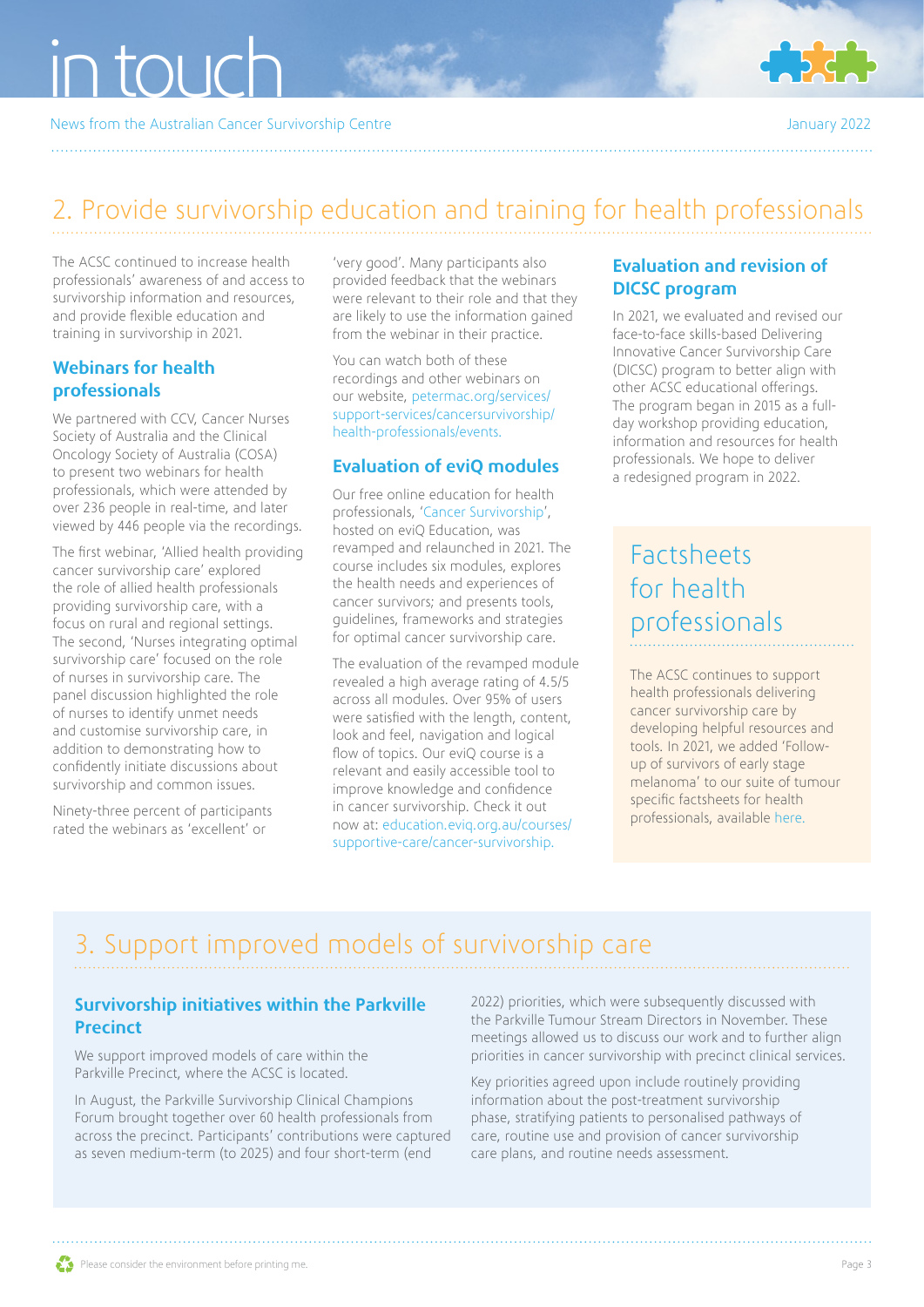## 2. Provide survivorship education and training for health professionals

The ACSC continued to increase health professionals' awareness of and access to survivorship information and resources, and provide flexible education and training in survivorship in 2021.

### Webinars for health professionals

We partnered with CCV, Cancer Nurses Society of Australia and the Clinical Oncology Society of Australia (COSA) to present two webinars for health professionals, which were attended by over 236 people in real-time, and later viewed by 446 people via the recordings.

The first webinar, 'Allied health providing cancer survivorship care' explored the role of allied health professionals providing survivorship care, with a focus on rural and regional settings. The second, 'Nurses integrating optimal survivorship care' focused on the role of nurses in survivorship care. The panel discussion highlighted the role of nurses to identify unmet needs and customise survivorship care, in addition to demonstrating how to confidently initiate discussions about survivorship and common issues.

Ninety-three percent of participants rated the webinars as 'excellent' or 'very good'. Many participants also provided feedback that the webinars were relevant to their role and that they are likely to use the information gained from the webinar in their practice.

You can watch both of these recordings and other webinars on our website, petermac.org/services/support-services/cancersurvivorship/health-professionals/events.

### Evaluation of eviQ modules

Our free online education for health professionals, 'Cancer Survivorship', hosted on eviQ Education, was revamped and relaunched in 2021. The course includes six modules, explores the health needs and experiences of cancer survivors; and presents tools, guidelines, frameworks and strategies for optimal cancer survivorship care.

The evaluation of the revamped module revealed a high average rating of 4.5/5 across all modules. Over 95% of users were satisfied with the length, content, look and feel, navigation and logical flow of topics. Our eviQ course is a relevant and easily accessible tool to improve knowledge and confidence in cancer survivorship. Check it out now at: education.eviq.org.au/courses/supportive-care/cancer-survivorship.

### Evaluation and revision of DICSC program

In 2021, we evaluated and revised our face-to-face skills-based Delivering Innovative Cancer Survivorship Care (DICSC) program to better align with other ACSC educational offerings. The program began in 2015 as a full-day workshop providing education, information and resources for health professionals. We hope to deliver a redesigned program in 2022.

### Factsheets for health professionals

The ACSC continues to support health professionals delivering cancer survivorship care by developing helpful resources and tools. In 2021, we added 'Follow-up of survivors of early stage melanoma' to our suite of tumour specific factsheets for health professionals, available here.

## 3. Support improved models of survivorship care

### Survivorship initiatives within the Parkville Precinct

We support improved models of care within the Parkville Precinct, where the ACSC is located.

In August, the Parkville Survivorship Clinical Champions Forum brought together over 60 health professionals from across the precinct. Participants' contributions were captured as seven medium-term (to 2025) and four short-term (end 2022) priorities, which were subsequently discussed with the Parkville Tumour Stream Directors in November. These meetings allowed us to discuss our work and to further align priorities in cancer survivorship with precinct clinical services.

Key priorities agreed upon include routinely providing information about the post-treatment survivorship phase, stratifying patients to personalised pathways of care, routine use and provision of cancer survivorship care plans, and routine needs assessment.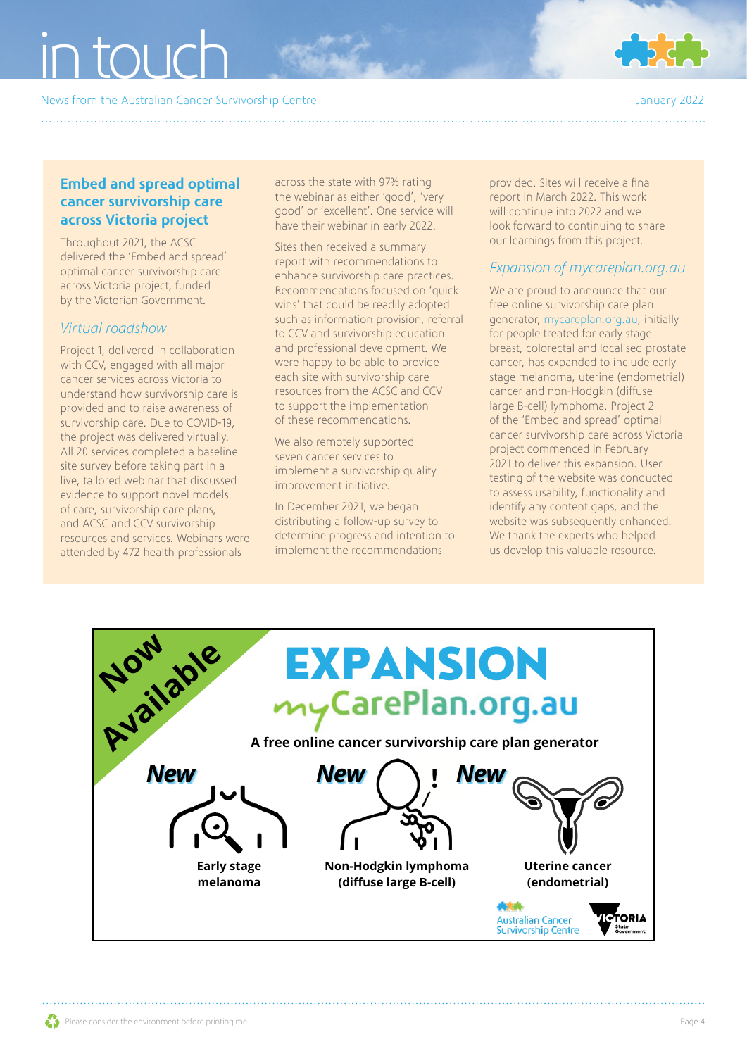## Embed and spread optimal cancer survivorship care across Victoria project

Throughout 2021, the ACSC delivered the 'Embed and spread' optimal cancer survivorship care across Victoria project, funded by the Victorian Government.

### *Virtual roadshow*

Project 1, delivered in collaboration with CCV, engaged with all major cancer services across Victoria to understand how survivorship care is provided and to raise awareness of survivorship care. Due to COVID-19, the project was delivered virtually. All 20 services completed a baseline site survey before taking part in a live, tailored webinar that discussed evidence to support novel models of care, survivorship care plans, and ACSC and CCV survivorship resources and services. Webinars were attended by 472 health professionals across the state with 97% rating the webinar as either 'good', 'very good' or 'excellent'. One service will have their webinar in early 2022.

Sites then received a summary report with recommendations to enhance survivorship care practices. Recommendations focused on 'quick wins' that could be readily adopted such as information provision, referral to CCV and survivorship education and professional development. We were happy to be able to provide each site with survivorship care resources from the ACSC and CCV to support the implementation of these recommendations.

We also remotely supported seven cancer services to implement a survivorship quality improvement initiative.

In December 2021, we began distributing a follow-up survey to determine progress and intention to implement the recommendations provided. Sites will receive a final report in March 2022. This work will continue into 2022 and we look forward to continuing to share our learnings from this project.

### *Expansion of mycareplan.org.au*

We are proud to announce that our free online survivorship care plan generator, mycareplan.org.au, initially for people treated for early stage breast, colorectal and localised prostate cancer, has expanded to include early stage melanoma, uterine (endometrial) cancer and non-Hodgkin (diffuse large B-cell) lymphoma. Project 2 of the 'Embed and spread' optimal cancer survivorship care across Victoria project commenced in February 2021 to deliver this expansion. User testing of the website was conducted to assess usability, functionality and identify any content gaps, and the website was subsequently enhanced. We thank the experts who helped us develop this valuable resource.

**Now Available**

# EXPANSION

## myCarePlan.org.au

**A free online cancer survivorship care plan generator**

***New*** **Early stage melanoma**

***New*** **Non-Hodgkin lymphoma (diffuse large B-cell)**

***New*** **Uterine cancer (endometrial)**

Australian Cancer Survivorship Centre

Victoria State Government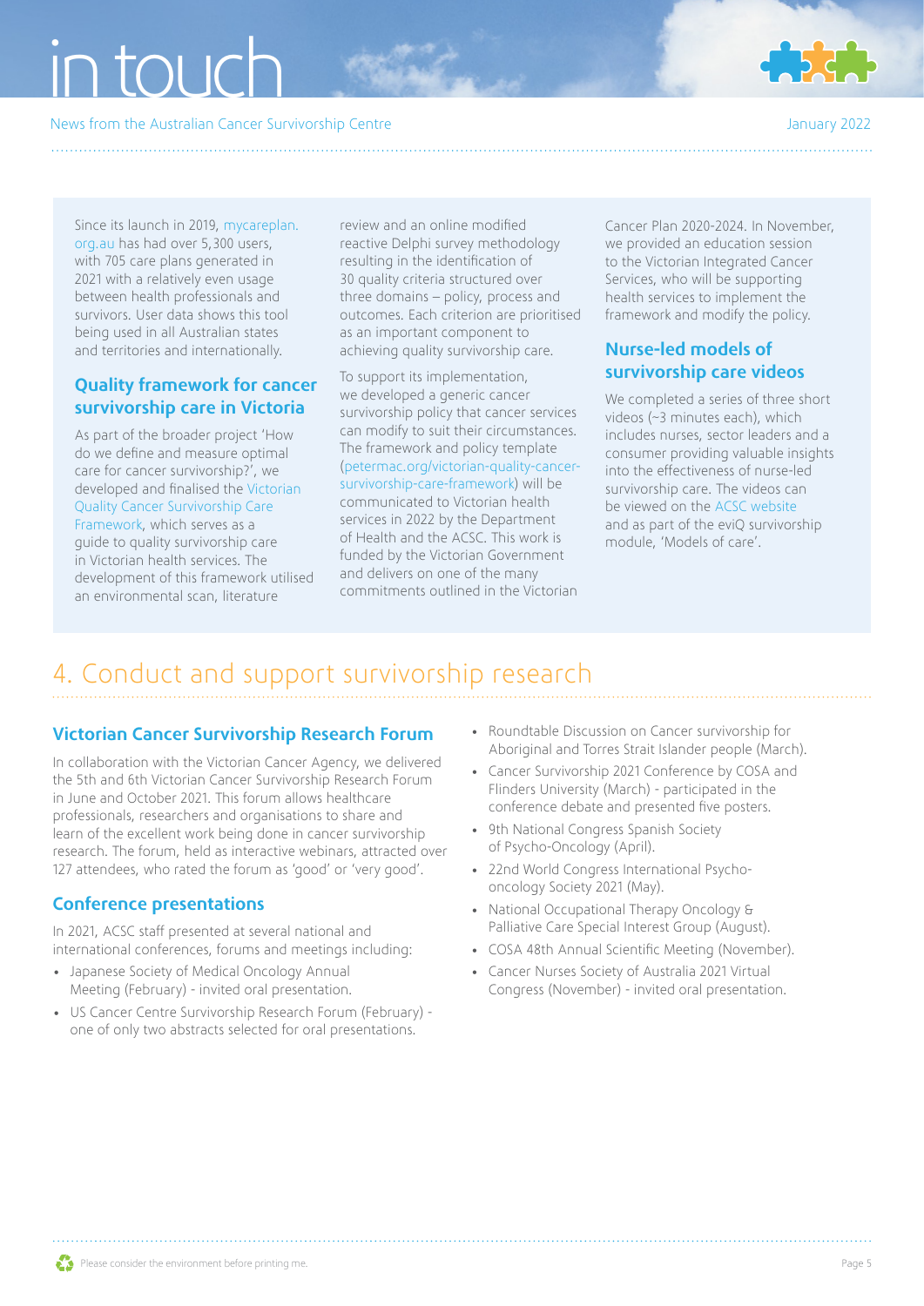Since its launch in 2019, mycareplan.org.au has had over 5,300 users, with 705 care plans generated in 2021 with a relatively even usage between health professionals and survivors. User data shows this tool being used in all Australian states and territories and internationally.

### Quality framework for cancer survivorship care in Victoria

As part of the broader project 'How do we define and measure optimal care for cancer survivorship?', we developed and finalised the Victorian Quality Cancer Survivorship Care Framework, which serves as a guide to quality survivorship care in Victorian health services. The development of this framework utilised an environmental scan, literature review and an online modified reactive Delphi survey methodology resulting in the identification of 30 quality criteria structured over three domains – policy, process and outcomes. Each criterion are prioritised as an important component to achieving quality survivorship care.

To support its implementation, we developed a generic cancer survivorship policy that cancer services can modify to suit their circumstances. The framework and policy template (petermac.org/victorian-quality-cancer-survivorship-care-framework) will be communicated to Victorian health services in 2022 by the Department of Health and the ACSC. This work is funded by the Victorian Government and delivers on one of the many commitments outlined in the Victorian Cancer Plan 2020-2024. In November, we provided an education session to the Victorian Integrated Cancer Services, who will be supporting health services to implement the framework and modify the policy.

### Nurse-led models of survivorship care videos

We completed a series of three short videos (~3 minutes each), which includes nurses, sector leaders and a consumer providing valuable insights into the effectiveness of nurse-led survivorship care. The videos can be viewed on the ACSC website and as part of the eviQ survivorship module, 'Models of care'.

# 4. Conduct and support survivorship research

### Victorian Cancer Survivorship Research Forum

In collaboration with the Victorian Cancer Agency, we delivered the 5th and 6th Victorian Cancer Survivorship Research Forum in June and October 2021. This forum allows healthcare professionals, researchers and organisations to share and learn of the excellent work being done in cancer survivorship research. The forum, held as interactive webinars, attracted over 127 attendees, who rated the forum as 'good' or 'very good'.

### Conference presentations

In 2021, ACSC staff presented at several national and international conferences, forums and meetings including:

- Japanese Society of Medical Oncology Annual Meeting (February) - invited oral presentation.
- US Cancer Centre Survivorship Research Forum (February) - one of only two abstracts selected for oral presentations.
- Roundtable Discussion on Cancer survivorship for Aboriginal and Torres Strait Islander people (March).
- Cancer Survivorship 2021 Conference by COSA and Flinders University (March) - participated in the conference debate and presented five posters.
- 9th National Congress Spanish Society of Psycho-Oncology (April).
- 22nd World Congress International Psycho-oncology Society 2021 (May).
- National Occupational Therapy Oncology & Palliative Care Special Interest Group (August).
- COSA 48th Annual Scientific Meeting (November).
- Cancer Nurses Society of Australia 2021 Virtual Congress (November) - invited oral presentation.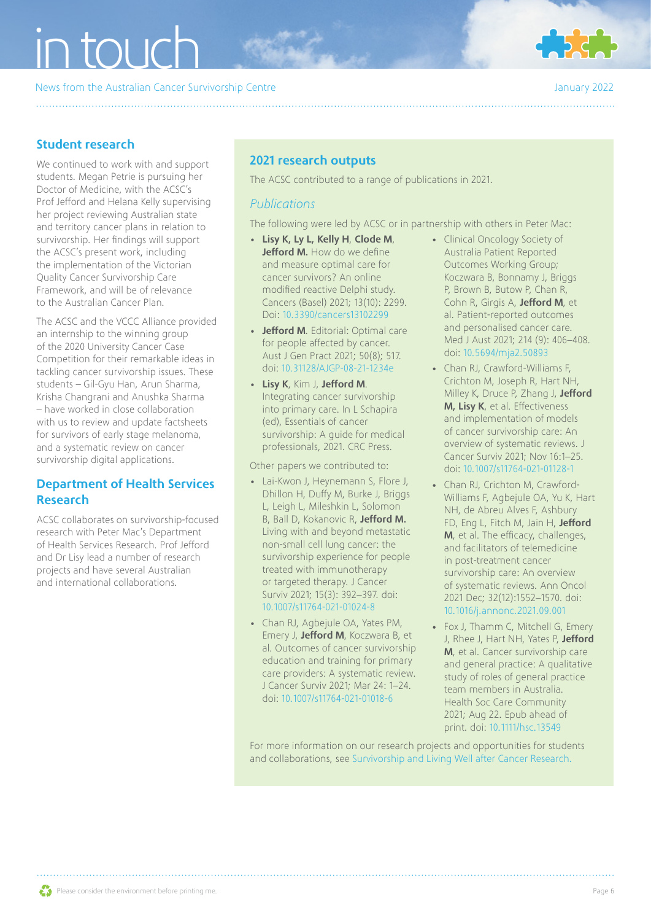## Student research

We continued to work with and support students. Megan Petrie is pursuing her Doctor of Medicine, with the ACSC's Prof Jefford and Helana Kelly supervising her project reviewing Australian state and territory cancer plans in relation to survivorship. Her findings will support the ACSC's present work, including the implementation of the Victorian Quality Cancer Survivorship Care Framework, and will be of relevance to the Australian Cancer Plan.

The ACSC and the VCCC Alliance provided an internship to the winning group of the 2020 University Cancer Case Competition for their remarkable ideas in tackling cancer survivorship issues. These students – Gil-Gyu Han, Arun Sharma, Krisha Changrani and Anushka Sharma – have worked in close collaboration with us to review and update factsheets for survivors of early stage melanoma, and a systematic review on cancer survivorship digital applications.

## Department of Health Services Research

ACSC collaborates on survivorship-focused research with Peter Mac's Department of Health Services Research. Prof Jefford and Dr Lisy lead a number of research projects and have several Australian and international collaborations.

## 2021 research outputs

The ACSC contributed to a range of publications in 2021.

### *Publications*

The following were led by ACSC or in partnership with others in Peter Mac:

- **Lisy K, Ly L, Kelly H**, **Clode M**, **Jefford M.** How do we define and measure optimal care for cancer survivors? An online modified reactive Delphi study. Cancers (Basel) 2021; 13(10): 2299. Doi: 10.3390/cancers13102299
- **Jefford M**. Editorial: Optimal care for people affected by cancer. Aust J Gen Pract 2021; 50(8); 517. doi: 10.31128/AJGP-08-21-1234e
- **Lisy K**, Kim J, **Jefford M**. Integrating cancer survivorship into primary care. In L Schapira (ed), Essentials of cancer survivorship: A guide for medical professionals, 2021. CRC Press.

Other papers we contributed to:

- Lai-Kwon J, Heynemann S, Flore J, Dhillon H, Duffy M, Burke J, Briggs L, Leigh L, Mileshkin L, Solomon B, Ball D, Kokanovic R, **Jefford M.** Living with and beyond metastatic non-small cell lung cancer: the survivorship experience for people treated with immunotherapy or targeted therapy. J Cancer Surviv 2021; 15(3): 392–397. doi: 10.1007/s11764-021-01024-8
- Chan RJ, Agbejule OA, Yates PM, Emery J, **Jefford M**, Koczwara B, et al. Outcomes of cancer survivorship education and training for primary care providers: A systematic review. J Cancer Surviv 2021; Mar 24: 1–24. doi: 10.1007/s11764-021-01018-6
- Clinical Oncology Society of Australia Patient Reported Outcomes Working Group; Koczwara B, Bonnamy J, Briggs P, Brown B, Butow P, Chan R, Cohn R, Girgis A, **Jefford M**, et al. Patient-reported outcomes and personalised cancer care. Med J Aust 2021; 214 (9): 406–408. doi: 10.5694/mja2.50893
- Chan RJ, Crawford-Williams F, Crichton M, Joseph R, Hart NH, Milley K, Druce P, Zhang J, **Jefford M, Lisy K**, et al. Effectiveness and implementation of models of cancer survivorship care: An overview of systematic reviews. J Cancer Surviv 2021; Nov 16:1–25. doi: 10.1007/s11764-021-01128-1
- Chan RJ, Crichton M, Crawford-Williams F, Agbejule OA, Yu K, Hart NH, de Abreu Alves F, Ashbury FD, Eng L, Fitch M, Jain H, **Jefford M**, et al. The efficacy, challenges, and facilitators of telemedicine in post-treatment cancer survivorship care: An overview of systematic reviews. Ann Oncol 2021 Dec; 32(12):1552–1570. doi: 10.1016/j.annonc.2021.09.001
- Fox J, Thamm C, Mitchell G, Emery J, Rhee J, Hart NH, Yates P, **Jefford M**, et al. Cancer survivorship care and general practice: A qualitative study of roles of general practice team members in Australia. Health Soc Care Community 2021; Aug 22. Epub ahead of print. doi: 10.1111/hsc.13549

For more information on our research projects and opportunities for students and collaborations, see Survivorship and Living Well after Cancer Research.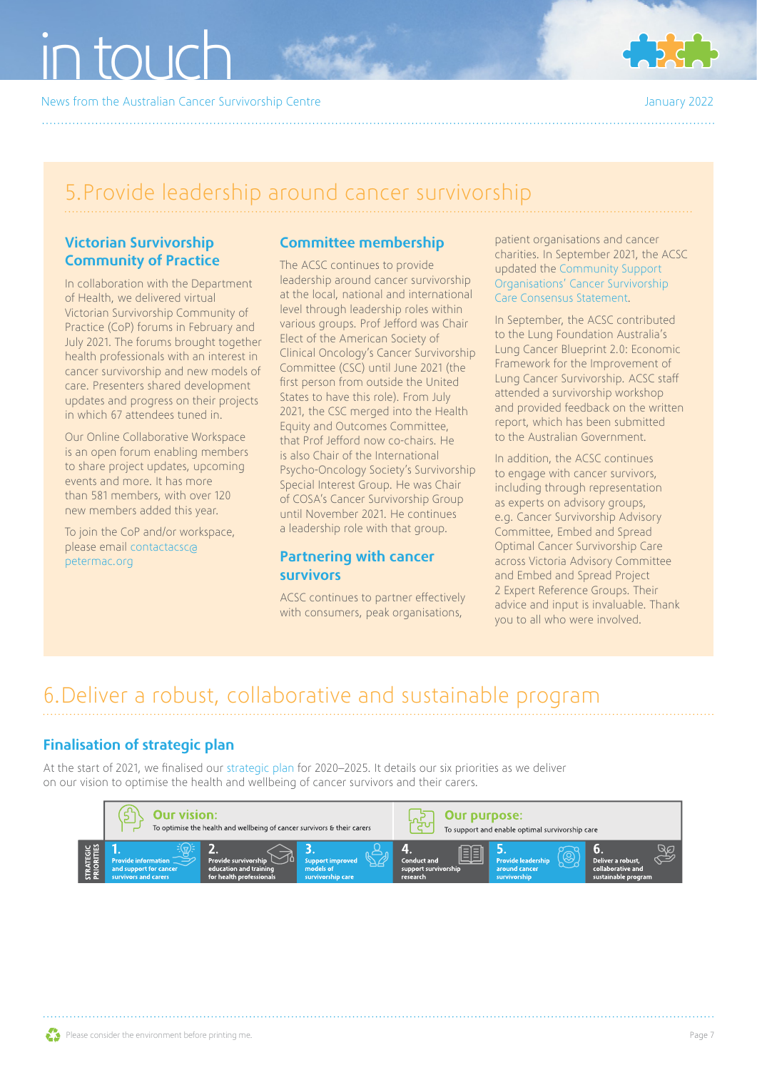## 5. Provide leadership around cancer survivorship

### Victorian Survivorship Community of Practice

In collaboration with the Department of Health, we delivered virtual Victorian Survivorship Community of Practice (CoP) forums in February and July 2021. The forums brought together health professionals with an interest in cancer survivorship and new models of care. Presenters shared development updates and progress on their projects in which 67 attendees tuned in.

Our Online Collaborative Workspace is an open forum enabling members to share project updates, upcoming events and more. It has more than 581 members, with over 120 new members added this year.

To join the CoP and/or workspace, please email contactacsc@petermac.org

### Committee membership

The ACSC continues to provide leadership around cancer survivorship at the local, national and international level through leadership roles within various groups. Prof Jefford was Chair Elect of the American Society of Clinical Oncology's Cancer Survivorship Committee (CSC) until June 2021 (the first person from outside the United States to have this role). From July 2021, the CSC merged into the Health Equity and Outcomes Committee, that Prof Jefford now co-chairs. He is also Chair of the International Psycho-Oncology Society's Survivorship Special Interest Group. He was Chair of COSA's Cancer Survivorship Group until November 2021. He continues a leadership role with that group.

### Partnering with cancer survivors

ACSC continues to partner effectively with consumers, peak organisations, patient organisations and cancer charities. In September 2021, the ACSC updated the Community Support Organisations' Cancer Survivorship Care Consensus Statement.

In September, the ACSC contributed to the Lung Foundation Australia's Lung Cancer Blueprint 2.0: Economic Framework for the Improvement of Lung Cancer Survivorship. ACSC staff attended a survivorship workshop and provided feedback on the written report, which has been submitted to the Australian Government.

In addition, the ACSC continues to engage with cancer survivors, including through representation as experts on advisory groups, e.g. Cancer Survivorship Advisory Committee, Embed and Spread Optimal Cancer Survivorship Care across Victoria Advisory Committee and Embed and Spread Project 2 Expert Reference Groups. Their advice and input is invaluable. Thank you to all who were involved.

## 6. Deliver a robust, collaborative and sustainable program

### Finalisation of strategic plan

At the start of 2021, we finalised our strategic plan for 2020–2025. It details our six priorities as we deliver on our vision to optimise the health and wellbeing of cancer survivors and their carers.

**Our vision:** To optimise the health and wellbeing of cancer survivors & their carers

**Our purpose:** To support and enable optimal survivorship care

**Strategic priorities**

1. Provide information and support for cancer survivors and carers
2. Provide survivorship education and training for health professionals
3. Support improved models of survivorship care
4. Conduct and support survivorship research
5. Provide leadership around cancer survivorship
6. Deliver a robust, collaborative and sustainable program

Please consider the environment before printing me.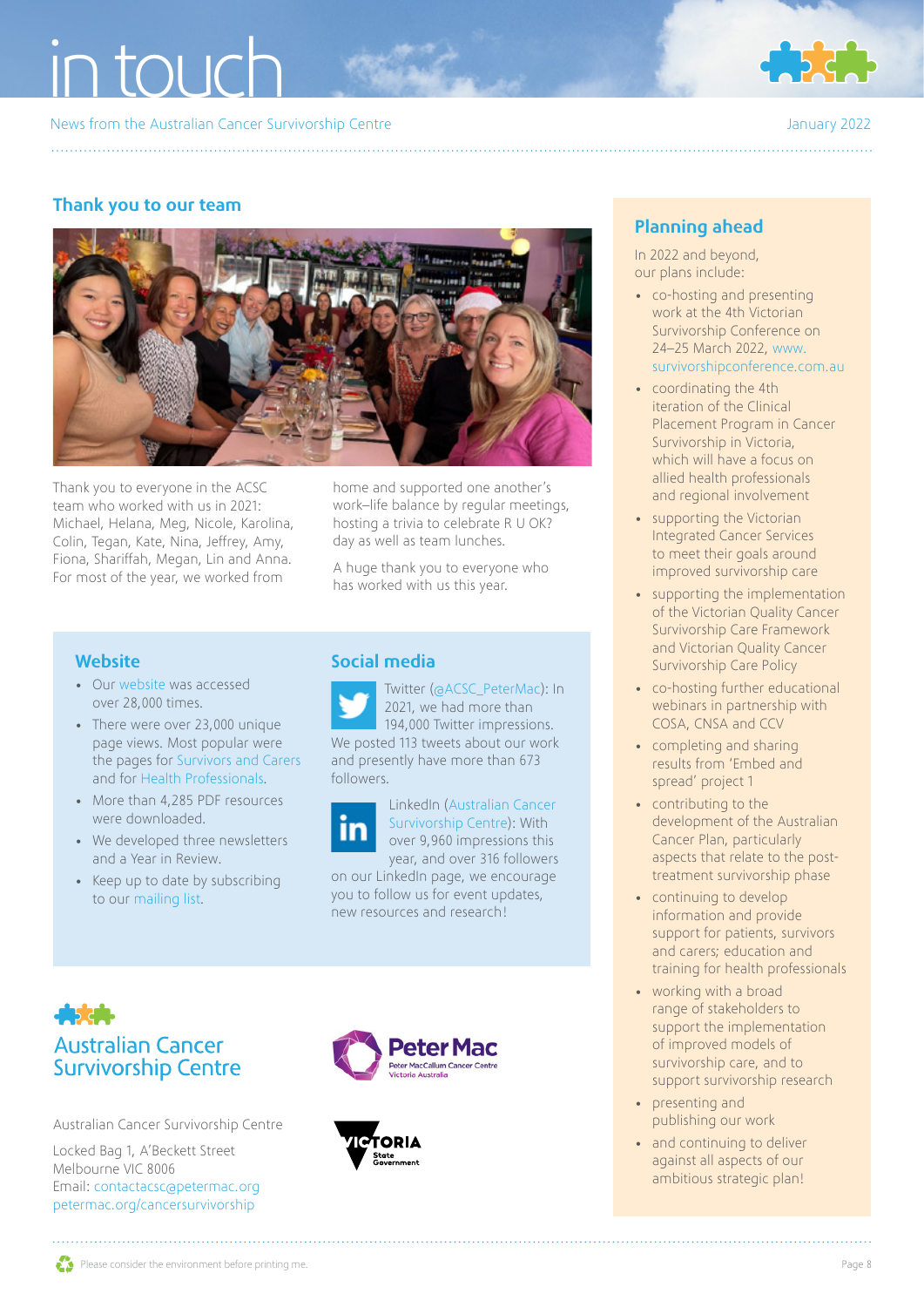## Thank you to our team

Thank you to everyone in the ACSC team who worked with us in 2021: Michael, Helana, Meg, Nicole, Karolina, Colin, Tegan, Kate, Nina, Jeffrey, Amy, Fiona, Shariffah, Megan, Lin and Anna. For most of the year, we worked from home and supported one another's work–life balance by regular meetings, hosting a trivia to celebrate R U OK? day as well as team lunches.

A huge thank you to everyone who has worked with us this year.

## Website

- Our website was accessed over 28,000 times.
- There were over 23,000 unique page views. Most popular were the pages for Survivors and Carers and for Health Professionals.
- More than 4,285 PDF resources were downloaded.
- We developed three newsletters and a Year in Review.
- Keep up to date by subscribing to our mailing list.

## Social media

Twitter (@ACSC_PeterMac): In 2021, we had more than 194,000 Twitter impressions. We posted 113 tweets about our work and presently have more than 673 followers.

LinkedIn (Australian Cancer Survivorship Centre): With over 9,960 impressions this year, and over 316 followers on our LinkedIn page, we encourage you to follow us for event updates, new resources and research!

## Planning ahead

In 2022 and beyond, our plans include:

- co-hosting and presenting work at the 4th Victorian Survivorship Conference on 24–25 March 2022, www.survivorshipconference.com.au
- coordinating the 4th iteration of the Clinical Placement Program in Cancer Survivorship in Victoria, which will have a focus on allied health professionals and regional involvement
- supporting the Victorian Integrated Cancer Services to meet their goals around improved survivorship care
- supporting the implementation of the Victorian Quality Cancer Survivorship Care Framework and Victorian Quality Cancer Survivorship Care Policy
- co-hosting further educational webinars in partnership with COSA, CNSA and CCV
- completing and sharing results from 'Embed and spread' project 1
- contributing to the development of the Australian Cancer Plan, particularly aspects that relate to the post-treatment survivorship phase
- continuing to develop information and provide support for patients, survivors and carers; education and training for health professionals
- working with a broad range of stakeholders to support the implementation of improved models of survivorship care, and to support survivorship research
- presenting and publishing our work
- and continuing to deliver against all aspects of our ambitious strategic plan!

Australian Cancer Survivorship Centre

Locked Bag 1, A'Beckett Street
Melbourne VIC 8006
Email: contactacsc@petermac.org
petermac.org/cancersurvivorship

Please consider the environment before printing me.